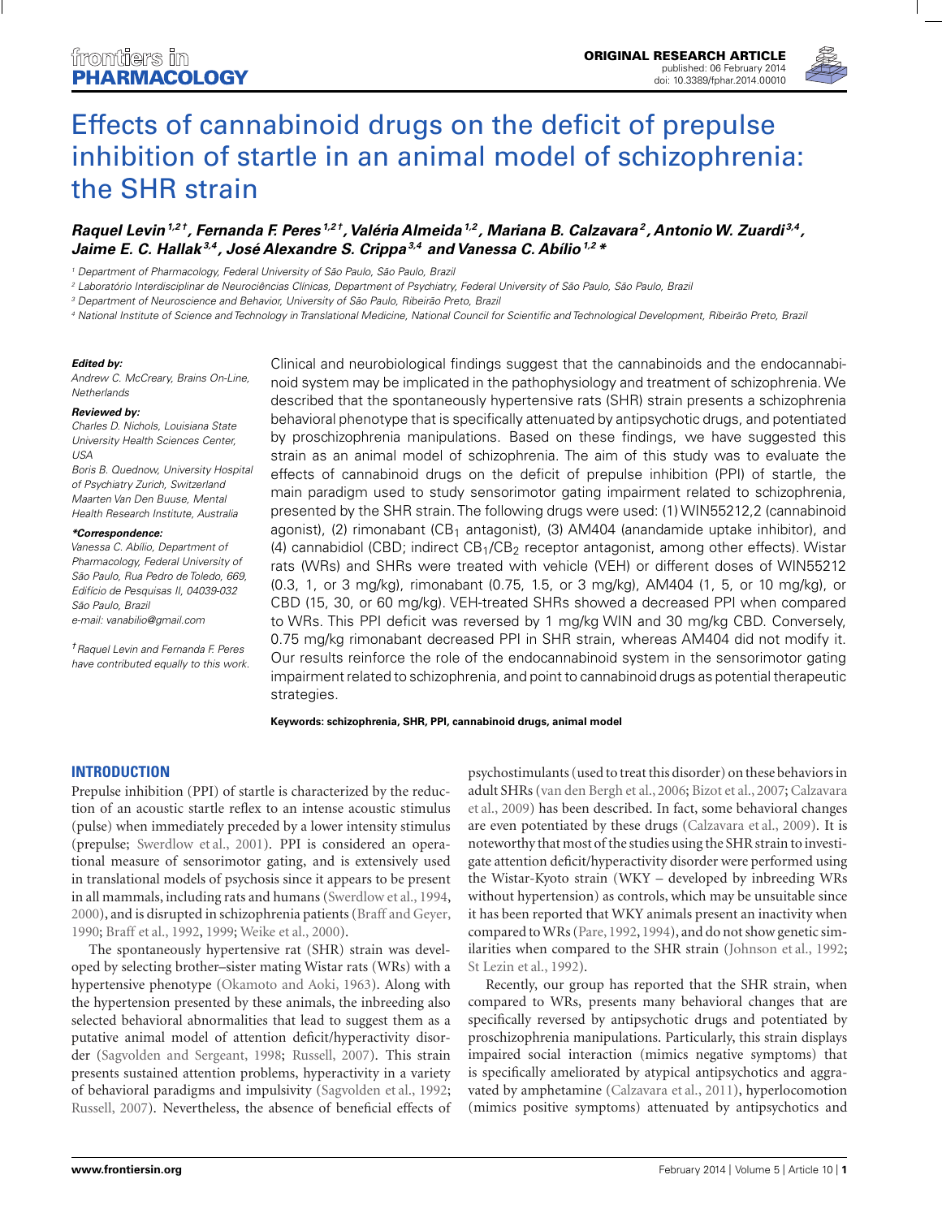ORIGINAL RESEARCH ARTICLE
published: 06 February 2014
doi: 10.3389/fphar.2014.00010

# Effects of cannabinoid drugs on the deficit of prepulse inhibition of startle in an animal model of schizophrenia: the SHR strain

**Raquel Levin[1,2†], Fernanda F. Peres[1,2†], Valéria Almeida[1,2], Mariana B. Calzavara[2], Antonio W. Zuardi[3,4], Jaime E. C. Hallak[3,4], José Alexandre S. Crippa[3,4] and Vanessa C. Abílio[1,2]\***

[1] Department of Pharmacology, Federal University of São Paulo, São Paulo, Brazil
[2] Laboratório Interdisciplinar de Neurociências Clínicas, Department of Psychiatry, Federal University of São Paulo, São Paulo, Brazil
[3] Department of Neuroscience and Behavior, University of São Paulo, Ribeirão Preto, Brazil
[4] National Institute of Science and Technology in Translational Medicine, National Council for Scientific and Technological Development, Ribeirão Preto, Brazil

***Edited by:***
*Andrew C. McCreary, Brains On-Line, Netherlands*

***Reviewed by:***
*Charles D. Nichols, Louisiana State University Health Sciences Center, USA*
*Boris B. Quednow, University Hospital of Psychiatry Zurich, Switzerland*
*Maarten Van Den Buuse, Mental Health Research Institute, Australia*

***\*Correspondence:***
*Vanessa C. Abílio, Department of Pharmacology, Federal University of São Paulo, Rua Pedro de Toledo, 669, Edifício de Pesquisas II, 04039-032 São Paulo, Brazil*
*e-mail: vanabilio@gmail.com*

*†Raquel Levin and Fernanda F. Peres have contributed equally to this work.*

Clinical and neurobiological findings suggest that the cannabinoids and the endocannabinoid system may be implicated in the pathophysiology and treatment of schizophrenia. We described that the spontaneously hypertensive rats (SHR) strain presents a schizophrenia behavioral phenotype that is specifically attenuated by antipsychotic drugs, and potentiated by proschizophrenia manipulations. Based on these findings, we have suggested this strain as an animal model of schizophrenia. The aim of this study was to evaluate the effects of cannabinoid drugs on the deficit of prepulse inhibition (PPI) of startle, the main paradigm used to study sensorimotor gating impairment related to schizophrenia, presented by the SHR strain. The following drugs were used: (1) WIN55212,2 (cannabinoid agonist), (2) rimonabant ($CB_1$ antagonist), (3) AM404 (anandamide uptake inhibitor), and (4) cannabidiol (CBD; indirect $CB_1$/$CB_2$ receptor antagonist, among other effects). Wistar rats (WRs) and SHRs were treated with vehicle (VEH) or different doses of WIN55212 (0.3, 1, or 3 mg/kg), rimonabant (0.75, 1.5, or 3 mg/kg), AM404 (1, 5, or 10 mg/kg), or CBD (15, 30, or 60 mg/kg). VEH-treated SHRs showed a decreased PPI when compared to WRs. This PPI deficit was reversed by 1 mg/kg WIN and 30 mg/kg CBD. Conversely, 0.75 mg/kg rimonabant decreased PPI in SHR strain, whereas AM404 did not modify it. Our results reinforce the role of the endocannabinoid system in the sensorimotor gating impairment related to schizophrenia, and point to cannabinoid drugs as potential therapeutic strategies.

**Keywords: schizophrenia, SHR, PPI, cannabinoid drugs, animal model**

## INTRODUCTION

Prepulse inhibition (PPI) of startle is characterized by the reduction of an acoustic startle reflex to an intense acoustic stimulus (pulse) when immediately preceded by a lower intensity stimulus (prepulse; Swerdlow et al., 2001). PPI is considered an operational measure of sensorimotor gating, and is extensively used in translational models of psychosis since it appears to be present in all mammals, including rats and humans (Swerdlow et al., 1994, 2000), and is disrupted in schizophrenia patients (Braff and Geyer, 1990; Braff et al., 1992, 1999; Weike et al., 2000).

The spontaneously hypertensive rat (SHR) strain was developed by selecting brother–sister mating Wistar rats (WRs) with a hypertensive phenotype (Okamoto and Aoki, 1963). Along with the hypertension presented by these animals, the inbreeding also selected behavioral abnormalities that lead to suggest them as a putative animal model of attention deficit/hyperactivity disorder (Sagvolden and Sergeant, 1998; Russell, 2007). This strain presents sustained attention problems, hyperactivity in a variety of behavioral paradigms and impulsivity (Sagvolden et al., 1992; Russell, 2007). Nevertheless, the absence of beneficial effects of psychostimulants (used to treat this disorder) on these behaviors in adult SHRs (van den Bergh et al., 2006; Bizot et al., 2007; Calzavara et al., 2009) has been described. In fact, some behavioral changes are even potentiated by these drugs (Calzavara et al., 2009). It is noteworthy that most of the studies using the SHR strain to investigate attention deficit/hyperactivity disorder were performed using the Wistar-Kyoto strain (WKY – developed by inbreeding WRs without hypertension) as controls, which may be unsuitable since it has been reported that WKY animals present an inactivity when compared to WRs (Pare, 1992, 1994), and do not show genetic similarities when compared to the SHR strain (Johnson et al., 1992; St Lezin et al., 1992).

Recently, our group has reported that the SHR strain, when compared to WRs, presents many behavioral changes that are specifically reversed by antipsychotic drugs and potentiated by proschizophrenia manipulations. Particularly, this strain displays impaired social interaction (mimics negative symptoms) that is specifically ameliorated by atypical antipsychotics and aggravated by amphetamine (Calzavara et al., 2011), hyperlocomotion (mimics positive symptoms) attenuated by antipsychotics and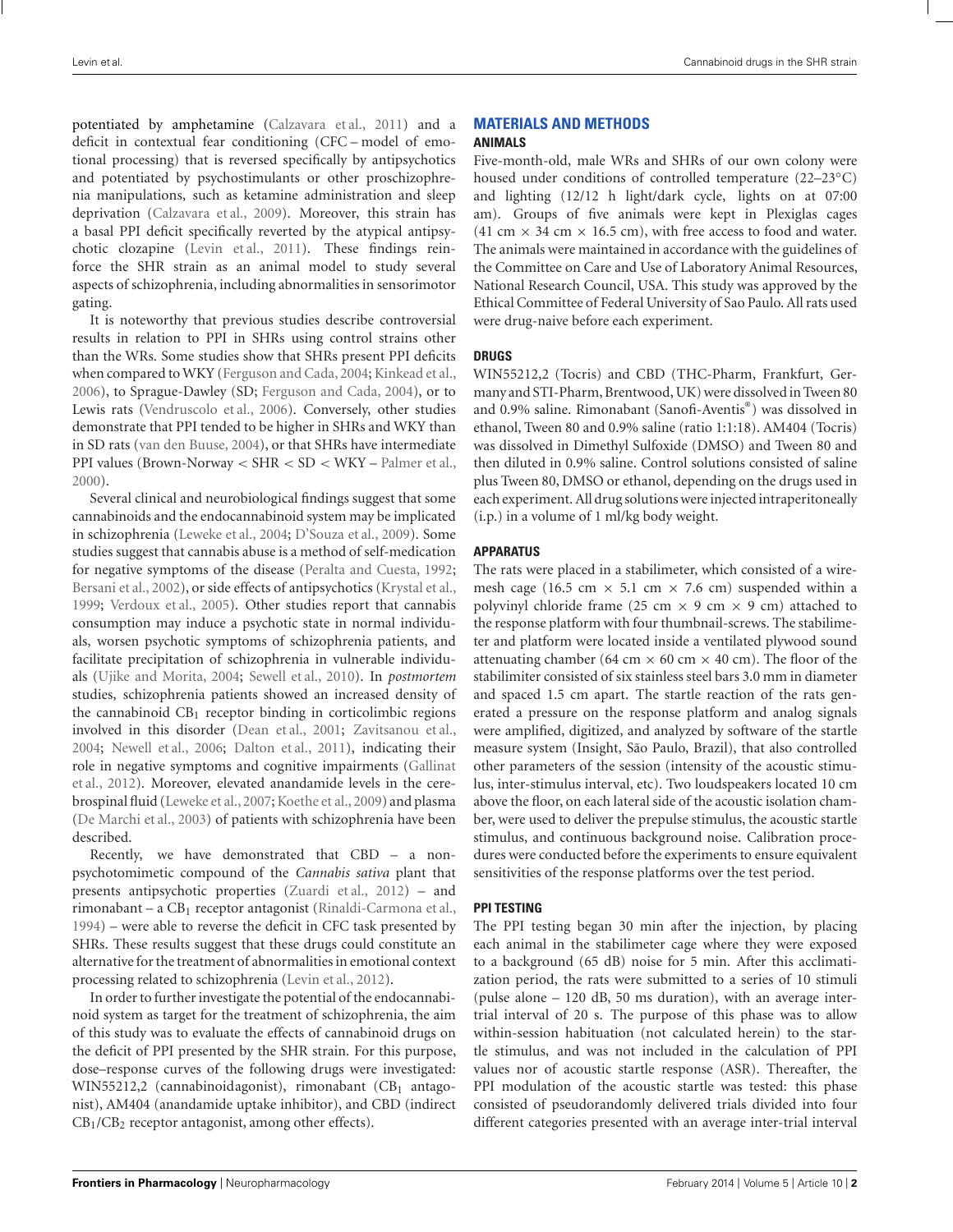potentiated by amphetamine (Calzavara et al., 2011) and a deficit in contextual fear conditioning (CFC – model of emotional processing) that is reversed specifically by antipsychotics and potentiated by psychostimulants or other proschizophrenia manipulations, such as ketamine administration and sleep deprivation (Calzavara et al., 2009). Moreover, this strain has a basal PPI deficit specifically reverted by the atypical antipsychotic clozapine (Levin et al., 2011). These findings reinforce the SHR strain as an animal model to study several aspects of schizophrenia, including abnormalities in sensorimotor gating.

It is noteworthy that previous studies describe controversial results in relation to PPI in SHRs using control strains other than the WRs. Some studies show that SHRs present PPI deficits when compared to WKY (Ferguson and Cada, 2004; Kinkead et al., 2006), to Sprague-Dawley (SD; Ferguson and Cada, 2004), or to Lewis rats (Vendruscolo et al., 2006). Conversely, other studies demonstrate that PPI tended to be higher in SHRs and WKY than in SD rats (van den Buuse, 2004), or that SHRs have intermediate PPI values (Brown-Norway < SHR < SD < WKY – Palmer et al., 2000).

Several clinical and neurobiological findings suggest that some cannabinoids and the endocannabinoid system may be implicated in schizophrenia (Leweke et al., 2004; D'Souza et al., 2009). Some studies suggest that cannabis abuse is a method of self-medication for negative symptoms of the disease (Peralta and Cuesta, 1992; Bersani et al., 2002), or side effects of antipsychotics (Krystal et al., 1999; Verdoux et al., 2005). Other studies report that cannabis consumption may induce a psychotic state in normal individuals, worsen psychotic symptoms of schizophrenia patients, and facilitate precipitation of schizophrenia in vulnerable individuals (Ujike and Morita, 2004; Sewell et al., 2010). In *postmortem* studies, schizophrenia patients showed an increased density of the cannabinoid $CB_1$ receptor binding in corticolimbic regions involved in this disorder (Dean et al., 2001; Zavitsanou et al., 2004; Newell et al., 2006; Dalton et al., 2011), indicating their role in negative symptoms and cognitive impairments (Gallinat et al., 2012). Moreover, elevated anandamide levels in the cerebrospinal fluid (Leweke et al., 2007; Koethe et al., 2009) and plasma (De Marchi et al., 2003) of patients with schizophrenia have been described.

Recently, we have demonstrated that CBD – a non-psychotomimetic compound of the *Cannabis sativa* plant that presents antipsychotic properties (Zuardi et al., 2012) – and rimonabant – a $CB_1$ receptor antagonist (Rinaldi-Carmona et al., 1994) – were able to reverse the deficit in CFC task presented by SHRs. These results suggest that these drugs could constitute an alternative for the treatment of abnormalities in emotional context processing related to schizophrenia (Levin et al., 2012).

In order to further investigate the potential of the endocannabinoid system as target for the treatment of schizophrenia, the aim of this study was to evaluate the effects of cannabinoid drugs on the deficit of PPI presented by the SHR strain. For this purpose, dose–response curves of the following drugs were investigated: WIN55212,2 (cannabinoidagonist), rimonabant ($CB_1$ antagonist), AM404 (anandamide uptake inhibitor), and CBD (indirect $CB_1$/$CB_2$ receptor antagonist, among other effects).

## MATERIALS AND METHODS

### ANIMALS

Five-month-old, male WRs and SHRs of our own colony were housed under conditions of controlled temperature (22–23°C) and lighting (12/12 h light/dark cycle, lights on at 07:00 am). Groups of five animals were kept in Plexiglas cages (41 cm × 34 cm × 16.5 cm), with free access to food and water. The animals were maintained in accordance with the guidelines of the Committee on Care and Use of Laboratory Animal Resources, National Research Council, USA. This study was approved by the Ethical Committee of Federal University of Sao Paulo. All rats used were drug-naive before each experiment.

### DRUGS

WIN55212,2 (Tocris) and CBD (THC-Pharm, Frankfurt, Germany and STI-Pharm, Brentwood, UK) were dissolved in Tween 80 and 0.9% saline. Rimonabant (Sanofi-Aventis®) was dissolved in ethanol, Tween 80 and 0.9% saline (ratio 1:1:18). AM404 (Tocris) was dissolved in Dimethyl Sulfoxide (DMSO) and Tween 80 and then diluted in 0.9% saline. Control solutions consisted of saline plus Tween 80, DMSO or ethanol, depending on the drugs used in each experiment. All drug solutions were injected intraperitoneally (i.p.) in a volume of 1 ml/kg body weight.

### APPARATUS

The rats were placed in a stabilimeter, which consisted of a wire-mesh cage (16.5 cm × 5.1 cm × 7.6 cm) suspended within a polyvinyl chloride frame (25 cm × 9 cm × 9 cm) attached to the response platform with four thumbnail-screws. The stabilimeter and platform were located inside a ventilated plywood sound attenuating chamber (64 cm × 60 cm × 40 cm). The floor of the stabilimiter consisted of six stainless steel bars 3.0 mm in diameter and spaced 1.5 cm apart. The startle reaction of the rats generated a pressure on the response platform and analog signals were amplified, digitized, and analyzed by software of the startle measure system (Insight, São Paulo, Brazil), that also controlled other parameters of the session (intensity of the acoustic stimulus, inter-stimulus interval, etc). Two loudspeakers located 10 cm above the floor, on each lateral side of the acoustic isolation chamber, were used to deliver the prepulse stimulus, the acoustic startle stimulus, and continuous background noise. Calibration procedures were conducted before the experiments to ensure equivalent sensitivities of the response platforms over the test period.

### PPI TESTING

The PPI testing began 30 min after the injection, by placing each animal in the stabilimeter cage where they were exposed to a background (65 dB) noise for 5 min. After this acclimatization period, the rats were submitted to a series of 10 stimuli (pulse alone – 120 dB, 50 ms duration), with an average inter-trial interval of 20 s. The purpose of this phase was to allow within-session habituation (not calculated herein) to the startle stimulus, and was not included in the calculation of PPI values nor of acoustic startle response (ASR). Thereafter, the PPI modulation of the acoustic startle was tested: this phase consisted of pseudorandomly delivered trials divided into four different categories presented with an average inter-trial interval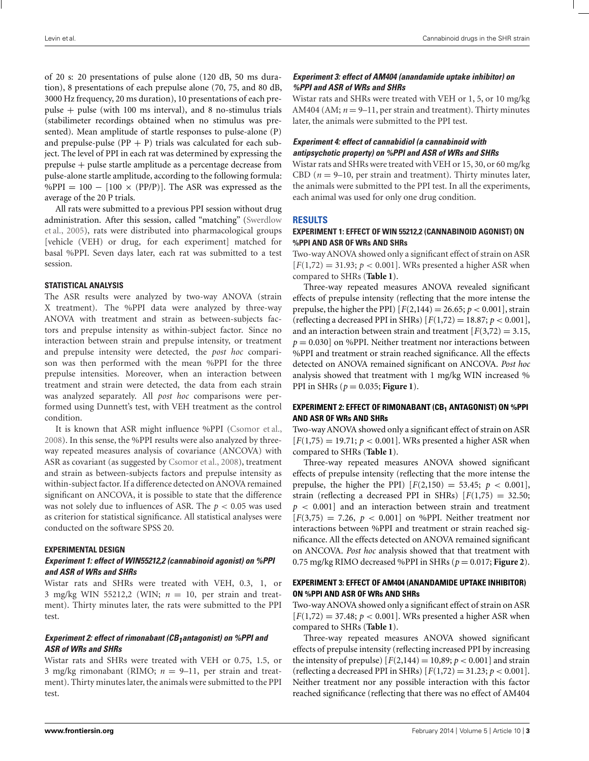of 20 s: 20 presentations of pulse alone (120 dB, 50 ms duration), 8 presentations of each prepulse alone (70, 75, and 80 dB, 3000 Hz frequency, 20 ms duration), 10 presentations of each prepulse + pulse (with 100 ms interval), and 8 no-stimulus trials (stabilimeter recordings obtained when no stimulus was presented). Mean amplitude of startle responses to pulse-alone (P) and prepulse-pulse (PP + P) trials was calculated for each subject. The level of PPI in each rat was determined by expressing the prepulse + pulse startle amplitude as a percentage decrease from pulse-alone startle amplitude, according to the following formula: $\%PPI = 100 - [100 \times (PP/P)]$. The ASR was expressed as the average of the 20 P trials.

All rats were submitted to a previous PPI session without drug administration. After this session, called "matching" (Swerdlow et al., 2005), rats were distributed into pharmacological groups [vehicle (VEH) or drug, for each experiment] matched for basal %PPI. Seven days later, each rat was submitted to a test session.

### STATISTICAL ANALYSIS

The ASR results were analyzed by two-way ANOVA (strain X treatment). The %PPI data were analyzed by three-way ANOVA with treatment and strain as between-subjects factors and prepulse intensity as within-subject factor. Since no interaction between strain and prepulse intensity, or treatment and prepulse intensity were detected, the *post hoc* comparison was then performed with the mean %PPI for the three prepulse intensities. Moreover, when an interaction between treatment and strain were detected, the data from each strain was analyzed separately. All *post hoc* comparisons were performed using Dunnett's test, with VEH treatment as the control condition.

It is known that ASR might influence %PPI (Csomor et al., 2008). In this sense, the %PPI results were also analyzed by three-way repeated measures analysis of covariance (ANCOVA) with ASR as covariant (as suggested by Csomor et al., 2008), treatment and strain as between-subjects factors and prepulse intensity as within-subject factor. If a difference detected on ANOVA remained significant on ANCOVA, it is possible to state that the difference was not solely due to influences of ASR. The $p < 0.05$ was used as criterion for statistical significance. All statistical analyses were conducted on the software SPSS 20.

### EXPERIMENTAL DESIGN

#### *Experiment 1: effect of WIN55212,2 (cannabinoid agonist) on %PPI and ASR of WRs and SHRs*

Wistar rats and SHRs were treated with VEH, 0.3, 1, or 3 mg/kg WIN 55212,2 (WIN; $n = 10$, per strain and treatment). Thirty minutes later, the rats were submitted to the PPI test.

#### *Experiment 2: effect of rimonabant ($CB_1$ antagonist) on %PPI and ASR of WRs and SHRs*

Wistar rats and SHRs were treated with VEH or 0.75, 1.5, or 3 mg/kg rimonabant (RIMO; $n = 9$–11, per strain and treatment). Thirty minutes later, the animals were submitted to the PPI test.

#### *Experiment 3: effect of AM404 (anandamide uptake inhibitor) on %PPI and ASR of WRs and SHRs*

Wistar rats and SHRs were treated with VEH or 1, 5, or 10 mg/kg AM404 (AM; $n = 9$–11, per strain and treatment). Thirty minutes later, the animals were submitted to the PPI test.

#### *Experiment 4: effect of cannabidiol (a cannabinoid with antipsychotic property) on %PPI and ASR of WRs and SHRs*

Wistar rats and SHRs were treated with VEH or 15, 30, or 60 mg/kg CBD ($n = 9$–10, per strain and treatment). Thirty minutes later, the animals were submitted to the PPI test. In all the experiments, each animal was used for only one drug condition.

## RESULTS

### EXPERIMENT 1: EFFECT OF WIN 55212,2 (CANNABINOID AGONIST) ON %PPI AND ASR OF WRs AND SHRs

Two-way ANOVA showed only a significant effect of strain on ASR [$F(1,72) = 31.93$; $p < 0.001$]. WRs presented a higher ASR when compared to SHRs (**Table 1**).

Three-way repeated measures ANOVA revealed significant effects of prepulse intensity (reflecting that the more intense the prepulse, the higher the PPI) [$F(2,144) = 26.65$; $p < 0.001$], strain (reflecting a decreased PPI in SHRs) [$F(1,72) = 18.87$; $p < 0.001$], and an interaction between strain and treatment [$F(3,72) = 3.15$, $p = 0.030$] on %PPI. Neither treatment nor interactions between %PPI and treatment or strain reached significance. All the effects detected on ANOVA remained significant on ANCOVA. *Post hoc* analysis showed that treatment with 1 mg/kg WIN increased % PPI in SHRs ($p = 0.035$; **Figure 1**).

### EXPERIMENT 2: EFFECT OF RIMONABANT ($CB_1$ ANTAGONIST) ON %PPI AND ASR OF WRs AND SHRs

Two-way ANOVA showed only a significant effect of strain on ASR [$F(1,75) = 19.71$; $p < 0.001$]. WRs presented a higher ASR when compared to SHRs (**Table 1**).

Three-way repeated measures ANOVA showed significant effects of prepulse intensity (reflecting that the more intense the prepulse, the higher the PPI) [$F(2,150) = 53.45$; $p < 0.001$], strain (reflecting a decreased PPI in SHRs) [$F(1,75) = 32.50$; $p < 0.001$] and an interaction between strain and treatment [$F(3,75) = 7.26$, $p < 0.001$] on %PPI. Neither treatment nor interactions between %PPI and treatment or strain reached significance. All the effects detected on ANOVA remained significant on ANCOVA. *Post hoc* analysis showed that that treatment with 0.75 mg/kg RIMO decreased %PPI in SHRs ($p = 0.017$; **Figure 2**).

### EXPERIMENT 3: EFFECT OF AM404 (ANANDAMIDE UPTAKE INHIBITOR) ON %PPI AND ASR OF WRs AND SHRs

Two-way ANOVA showed only a significant effect of strain on ASR [$F(1,72) = 37.48$; $p < 0.001$]. WRs presented a higher ASR when compared to SHRs (**Table 1**).

Three-way repeated measures ANOVA showed significant effects of prepulse intensity (reflecting increased PPI by increasing the intensity of prepulse) [$F(2,144) = 10,89$; $p < 0.001$] and strain (reflecting a decreased PPI in SHRs) [$F(1,72) = 31.23$; $p < 0.001$]. Neither treatment nor any possible interaction with this factor reached significance (reflecting that there was no effect of AM404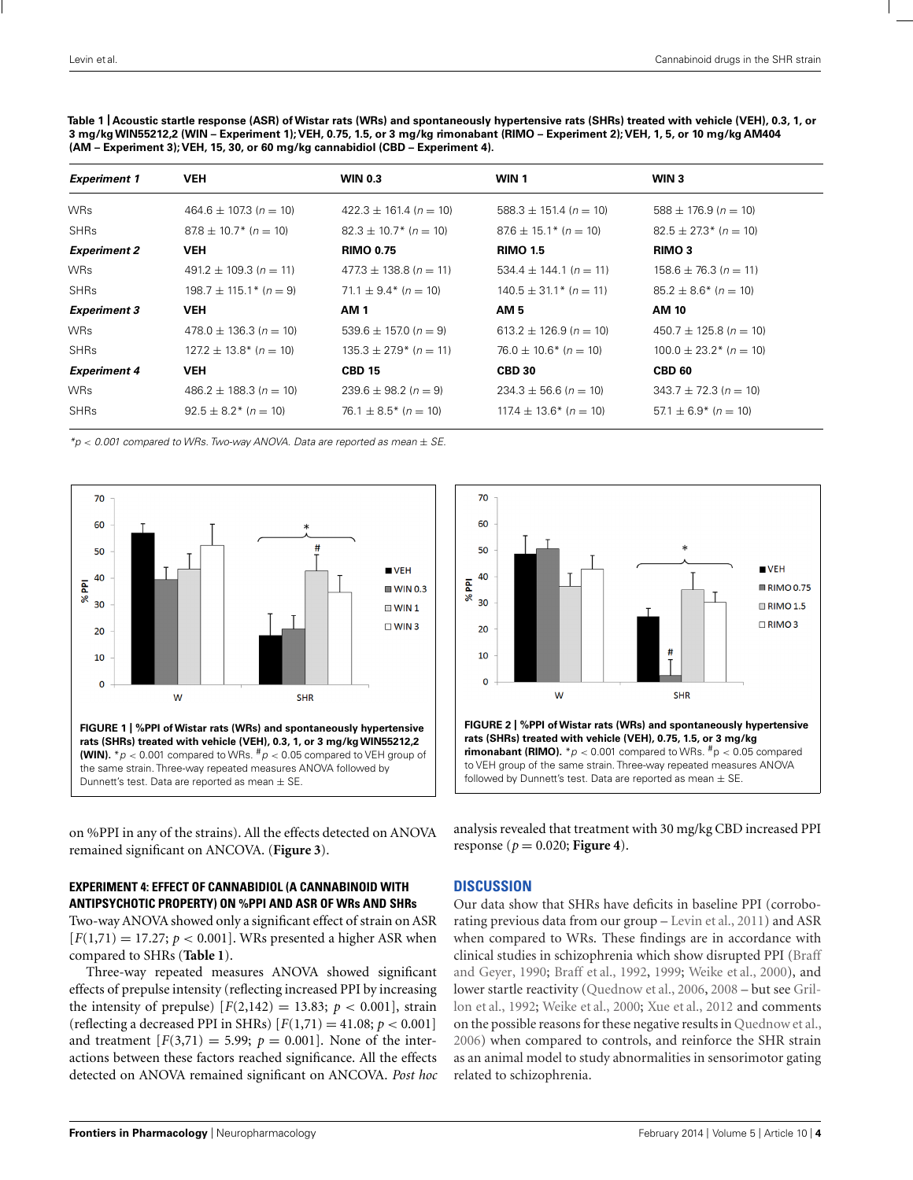**Table 1 | Acoustic startle response (ASR) of Wistar rats (WRs) and spontaneously hypertensive rats (SHRs) treated with vehicle (VEH), 0.3, 1, or 3 mg/kg WIN55212,2 (WIN – Experiment 1); VEH, 0.75, 1.5, or 3 mg/kg rimonabant (RIMO – Experiment 2); VEH, 1, 5, or 10 mg/kg AM404 (AM – Experiment 3); VEH, 15, 30, or 60 mg/kg cannabidiol (CBD – Experiment 4).**

| ***Experiment 1*** | **VEH** | **WIN 0.3** | **WIN 1** | **WIN 3** |
|---|---|---|---|---|
| WRs | 464.6 ± 107.3 (*n* = 10) | 422.3 ± 161.4 (*n* = 10) | 588.3 ± 151.4 (*n* = 10) | 588 ± 176.9 (*n* = 10) |
| SHRs | 87.8 ± 10.7* (*n* = 10) | 82.3 ± 10.7* (*n* = 10) | 87.6 ± 15.1* (*n* = 10) | 82.5 ± 27.3* (*n* = 10) |
| ***Experiment 2*** | **VEH** | **RIMO 0.75** | **RIMO 1.5** | **RIMO 3** |
| WRs | 491.2 ± 109.3 (*n* = 11) | 477.3 ± 138.8 (*n* = 11) | 534.4 ± 144.1 (*n* = 11) | 158.6 ± 76.3 (*n* = 11) |
| SHRs | 198.7 ± 115.1* (*n* = 9) | 71.1 ± 9.4* (*n* = 10) | 140.5 ± 31.1* (*n* = 11) | 85.2 ± 8.6* (*n* = 10) |
| ***Experiment 3*** | **VEH** | **AM 1** | **AM 5** | **AM 10** |
| WRs | 478.0 ± 136.3 (*n* = 10) | 539.6 ± 157.0 (*n* = 9) | 613.2 ± 126.9 (*n* = 10) | 450.7 ± 125.8 (*n* = 10) |
| SHRs | 127.2 ± 13.8* (*n* = 10) | 135.3 ± 27.9* (*n* = 11) | 76.0 ± 10.6* (*n* = 10) | 100.0 ± 23.2* (*n* = 10) |
| ***Experiment 4*** | **VEH** | **CBD 15** | **CBD 30** | **CBD 60** |
| WRs | 486.2 ± 188.3 (*n* = 10) | 239.6 ± 98.2 (*n* = 9) | 234.3 ± 56.6 (*n* = 10) | 343.7 ± 72.3 (*n* = 10) |
| SHRs | 92.5 ± 8.2* (*n* = 10) | 76.1 ± 8.5* (*n* = 10) | 117.4 ± 13.6* (*n* = 10) | 57.1 ± 6.9* (*n* = 10) |

**p* < 0.001 compared to WRs. Two-way ANOVA. Data are reported as mean ± SE.*

**FIGURE 1 | %PPI of Wistar rats (WRs) and spontaneously hypertensive rats (SHRs) treated with vehicle (VEH), 0.3, 1, or 3 mg/kg WIN55212,2 (WIN).** *$p < 0.001$ compared to WRs. #$p < 0.05$ compared to VEH group of the same strain. Three-way repeated measures ANOVA followed by Dunnett's test. Data are reported as mean ± SE.

**FIGURE 2 | %PPI of Wistar rats (WRs) and spontaneously hypertensive rats (SHRs) treated with vehicle (VEH), 0.75, 1.5, or 3 mg/kg rimonabant (RIMO).** *$p < 0.001$ compared to WRs. #$p < 0.05$ compared to VEH group of the same strain. Three-way repeated measures ANOVA followed by Dunnett's test. Data are reported as mean ± SE.

on %PPI in any of the strains). All the effects detected on ANOVA remained significant on ANCOVA. (**Figure 3**).

### EXPERIMENT 4: EFFECT OF CANNABIDIOL (A CANNABINOID WITH ANTIPSYCHOTIC PROPERTY) ON %PPI AND ASR OF WRs AND SHRs

Two-way ANOVA showed only a significant effect of strain on ASR [$F(1,71) = 17.27$; $p < 0.001$]. WRs presented a higher ASR when compared to SHRs (**Table 1**).

Three-way repeated measures ANOVA showed significant effects of prepulse intensity (reflecting increased PPI by increasing the intensity of prepulse) [$F(2,142) = 13.83$; $p < 0.001$], strain (reflecting a decreased PPI in SHRs) [$F(1,71) = 41.08$; $p < 0.001$] and treatment [$F(3,71) = 5.99$; $p = 0.001$]. None of the interactions between these factors reached significance. All the effects detected on ANOVA remained significant on ANCOVA. *Post hoc* analysis revealed that treatment with 30 mg/kg CBD increased PPI response ($p = 0.020$; **Figure 4**).

## DISCUSSION

Our data show that SHRs have deficits in baseline PPI (corroborating previous data from our group – Levin et al., 2011) and ASR when compared to WRs. These findings are in accordance with clinical studies in schizophrenia which show disrupted PPI (Braff and Geyer, 1990; Braff et al., 1992, 1999; Weike et al., 2000), and lower startle reactivity (Quednow et al., 2006, 2008 – but see Grillon et al., 1992; Weike et al., 2000; Xue et al., 2012 and comments on the possible reasons for these negative results in Quednow et al., 2006) when compared to controls, and reinforce the SHR strain as an animal model to study abnormalities in sensorimotor gating related to schizophrenia.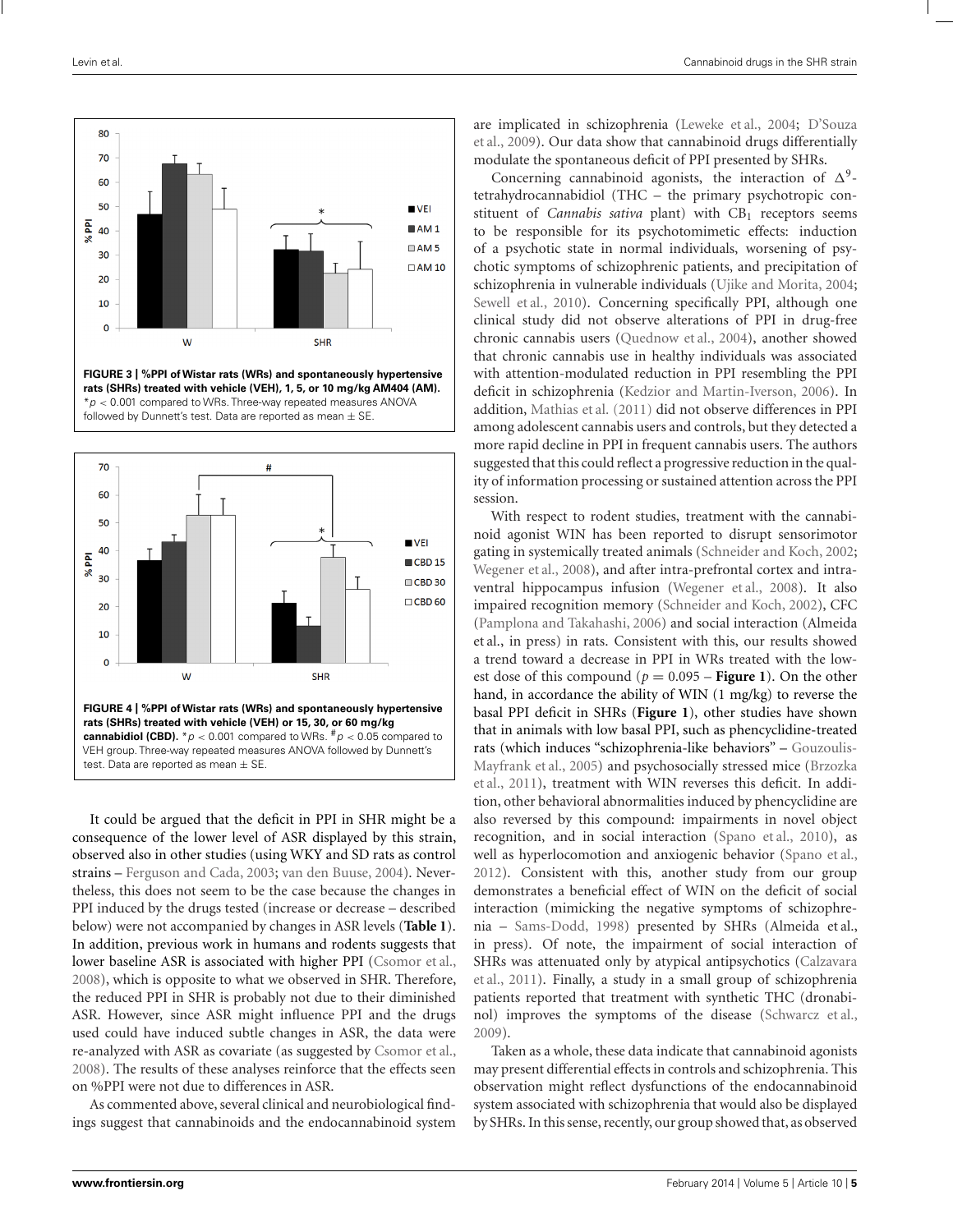**FIGURE 3 | %PPI of Wistar rats (WRs) and spontaneously hypertensive rats (SHRs) treated with vehicle (VEH), 1, 5, or 10 mg/kg AM404 (AM).** \*$p < 0.001$ compared to WRs. Three-way repeated measures ANOVA followed by Dunnett's test. Data are reported as mean ± SE.

**FIGURE 4 | %PPI of Wistar rats (WRs) and spontaneously hypertensive rats (SHRs) treated with vehicle (VEH) or 15, 30, or 60 mg/kg cannabidiol (CBD).** \*$p < 0.001$ compared to WRs. $^{\#}p < 0.05$ compared to VEH group. Three-way repeated measures ANOVA followed by Dunnett's test. Data are reported as mean ± SE.

It could be argued that the deficit in PPI in SHR might be a consequence of the lower level of ASR displayed by this strain, observed also in other studies (using WKY and SD rats as control strains – Ferguson and Cada, 2003; van den Buuse, 2004). Nevertheless, this does not seem to be the case because the changes in PPI induced by the drugs tested (increase or decrease – described below) were not accompanied by changes in ASR levels (**Table 1**). In addition, previous work in humans and rodents suggests that lower baseline ASR is associated with higher PPI (Csomor et al., 2008), which is opposite to what we observed in SHR. Therefore, the reduced PPI in SHR is probably not due to their diminished ASR. However, since ASR might influence PPI and the drugs used could have induced subtle changes in ASR, the data were re-analyzed with ASR as covariate (as suggested by Csomor et al., 2008). The results of these analyses reinforce that the effects seen on %PPI were not due to differences in ASR.

As commented above, several clinical and neurobiological findings suggest that cannabinoids and the endocannabinoid system are implicated in schizophrenia (Leweke et al., 2004; D'Souza et al., 2009). Our data show that cannabinoid drugs differentially modulate the spontaneous deficit of PPI presented by SHRs.

Concerning cannabinoid agonists, the interaction of $\Delta^9$-tetrahydrocannabidiol (THC – the primary psychotropic constituent of *Cannabis sativa* plant) with $CB_1$ receptors seems to be responsible for its psychotomimetic effects: induction of a psychotic state in normal individuals, worsening of psychotic symptoms of schizophrenic patients, and precipitation of schizophrenia in vulnerable individuals (Ujike and Morita, 2004; Sewell et al., 2010). Concerning specifically PPI, although one clinical study did not observe alterations of PPI in drug-free chronic cannabis users (Quednow et al., 2004), another showed that chronic cannabis use in healthy individuals was associated with attention-modulated reduction in PPI resembling the PPI deficit in schizophrenia (Kedzior and Martin-Iverson, 2006). In addition, Mathias et al. (2011) did not observe differences in PPI among adolescent cannabis users and controls, but they detected a more rapid decline in PPI in frequent cannabis users. The authors suggested that this could reflect a progressive reduction in the quality of information processing or sustained attention across the PPI session.

With respect to rodent studies, treatment with the cannabinoid agonist WIN has been reported to disrupt sensorimotor gating in systemically treated animals (Schneider and Koch, 2002; Wegener et al., 2008), and after intra-prefrontal cortex and intra-ventral hippocampus infusion (Wegener et al., 2008). It also impaired recognition memory (Schneider and Koch, 2002), CFC (Pamplona and Takahashi, 2006) and social interaction (Almeida et al., in press) in rats. Consistent with this, our results showed a trend toward a decrease in PPI in WRs treated with the lowest dose of this compound ($p = 0.095$ – **Figure 1**). On the other hand, in accordance the ability of WIN (1 mg/kg) to reverse the basal PPI deficit in SHRs (**Figure 1**), other studies have shown that in animals with low basal PPI, such as phencyclidine-treated rats (which induces "schizophrenia-like behaviors" – Gouzoulis-Mayfrank et al., 2005) and psychosocially stressed mice (Brzozka et al., 2011), treatment with WIN reverses this deficit. In addition, other behavioral abnormalities induced by phencyclidine are also reversed by this compound: impairments in novel object recognition, and in social interaction (Spano et al., 2010), as well as hyperlocomotion and anxiogenic behavior (Spano et al., 2012). Consistent with this, another study from our group demonstrates a beneficial effect of WIN on the deficit of social interaction (mimicking the negative symptoms of schizophrenia – Sams-Dodd, 1998) presented by SHRs (Almeida et al., in press). Of note, the impairment of social interaction of SHRs was attenuated only by atypical antipsychotics (Calzavara et al., 2011). Finally, a study in a small group of schizophrenia patients reported that treatment with synthetic THC (dronabinol) improves the symptoms of the disease (Schwarcz et al., 2009).

Taken as a whole, these data indicate that cannabinoid agonists may present differential effects in controls and schizophrenia. This observation might reflect dysfunctions of the endocannabinoid system associated with schizophrenia that would also be displayed by SHRs. In this sense, recently, our group showed that, as observed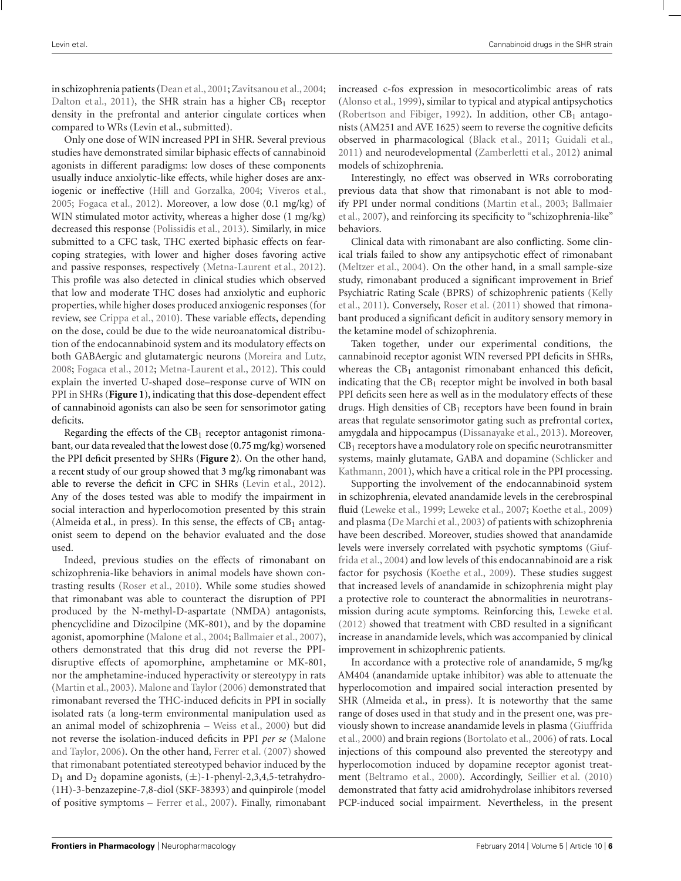in schizophrenia patients (Dean et al., 2001; Zavitsanou et al., 2004; Dalton et al., 2011), the SHR strain has a higher $CB_1$ receptor density in the prefrontal and anterior cingulate cortices when compared to WRs (Levin et al., submitted).

Only one dose of WIN increased PPI in SHR. Several previous studies have demonstrated similar biphasic effects of cannabinoid agonists in different paradigms: low doses of these components usually induce anxiolytic-like effects, while higher doses are anxiogenic or ineffective (Hill and Gorzalka, 2004; Viveros et al., 2005; Fogaca et al., 2012). Moreover, a low dose (0.1 mg/kg) of WIN stimulated motor activity, whereas a higher dose (1 mg/kg) decreased this response (Polissidis et al., 2013). Similarly, in mice submitted to a CFC task, THC exerted biphasic effects on fear-coping strategies, with lower and higher doses favoring active and passive responses, respectively (Metna-Laurent et al., 2012). This profile was also detected in clinical studies which observed that low and moderate THC doses had anxiolytic and euphoric properties, while higher doses produced anxiogenic responses (for review, see Crippa et al., 2010). These variable effects, depending on the dose, could be due to the wide neuroanatomical distribution of the endocannabinoid system and its modulatory effects on both GABAergic and glutamatergic neurons (Moreira and Lutz, 2008; Fogaca et al., 2012; Metna-Laurent et al., 2012). This could explain the inverted U-shaped dose–response curve of WIN on PPI in SHRs (**Figure 1**), indicating that this dose-dependent effect of cannabinoid agonists can also be seen for sensorimotor gating deficits.

Regarding the effects of the $CB_1$ receptor antagonist rimonabant, our data revealed that the lowest dose (0.75 mg/kg) worsened the PPI deficit presented by SHRs (**Figure 2**). On the other hand, a recent study of our group showed that 3 mg/kg rimonabant was able to reverse the deficit in CFC in SHRs (Levin et al., 2012). Any of the doses tested was able to modify the impairment in social interaction and hyperlocomotion presented by this strain (Almeida et al., in press). In this sense, the effects of $CB_1$ antagonist seem to depend on the behavior evaluated and the dose used.

Indeed, previous studies on the effects of rimonabant on schizophrenia-like behaviors in animal models have shown contrasting results (Roser et al., 2010). While some studies showed that rimonabant was able to counteract the disruption of PPI produced by the N-methyl-D-aspartate (NMDA) antagonists, phencyclidine and Dizocilpine (MK-801), and by the dopamine agonist, apomorphine (Malone et al., 2004; Ballmaier et al., 2007), others demonstrated that this drug did not reverse the PPI-disruptive effects of apomorphine, amphetamine or MK-801, nor the amphetamine-induced hyperactivity or stereotypy in rats (Martin et al., 2003). Malone and Taylor (2006) demonstrated that rimonabant reversed the THC-induced deficits in PPI in socially isolated rats (a long-term environmental manipulation used as an animal model of schizophrenia – Weiss et al., 2000) but did not reverse the isolation-induced deficits in PPI *per se* (Malone and Taylor, 2006). On the other hand, Ferrer et al. (2007) showed that rimonabant potentiated stereotyped behavior induced by the $D_1$ and $D_2$ dopamine agonists, (±)-1-phenyl-2,3,4,5-tetrahydro-(1H)-3-benzazepine-7,8-diol (SKF-38393) and quinpirole (model of positive symptoms – Ferrer et al., 2007). Finally, rimonabant increased c-fos expression in mesocorticolimbic areas of rats (Alonso et al., 1999), similar to typical and atypical antipsychotics (Robertson and Fibiger, 1992). In addition, other $CB_1$ antagonists (AM251 and AVE 1625) seem to reverse the cognitive deficits observed in pharmacological (Black et al., 2011; Guidali et al., 2011) and neurodevelopmental (Zamberletti et al., 2012) animal models of schizophrenia.

Interestingly, no effect was observed in WRs corroborating previous data that show that rimonabant is not able to modify PPI under normal conditions (Martin et al., 2003; Ballmaier et al., 2007), and reinforcing its specificity to "schizophrenia-like" behaviors.

Clinical data with rimonabant are also conflicting. Some clinical trials failed to show any antipsychotic effect of rimonabant (Meltzer et al., 2004). On the other hand, in a small sample-size study, rimonabant produced a significant improvement in Brief Psychiatric Rating Scale (BPRS) of schizophrenic patients (Kelly et al., 2011). Conversely, Roser et al. (2011) showed that rimonabant produced a significant deficit in auditory sensory memory in the ketamine model of schizophrenia.

Taken together, under our experimental conditions, the cannabinoid receptor agonist WIN reversed PPI deficits in SHRs, whereas the $CB_1$ antagonist rimonabant enhanced this deficit, indicating that the $CB_1$ receptor might be involved in both basal PPI deficits seen here as well as in the modulatory effects of these drugs. High densities of $CB_1$ receptors have been found in brain areas that regulate sensorimotor gating such as prefrontal cortex, amygdala and hippocampus (Dissanayake et al., 2013). Moreover, $CB_1$ receptors have a modulatory role on specific neurotransmitter systems, mainly glutamate, GABA and dopamine (Schlicker and Kathmann, 2001), which have a critical role in the PPI processing.

Supporting the involvement of the endocannabinoid system in schizophrenia, elevated anandamide levels in the cerebrospinal fluid (Leweke et al., 1999; Leweke et al., 2007; Koethe et al., 2009) and plasma (De Marchi et al., 2003) of patients with schizophrenia have been described. Moreover, studies showed that anandamide levels were inversely correlated with psychotic symptoms (Giuffrida et al., 2004) and low levels of this endocannabinoid are a risk factor for psychosis (Koethe et al., 2009). These studies suggest that increased levels of anandamide in schizophrenia might play a protective role to counteract the abnormalities in neurotransmission during acute symptoms. Reinforcing this, Leweke et al. (2012) showed that treatment with CBD resulted in a significant increase in anandamide levels, which was accompanied by clinical improvement in schizophrenic patients.

In accordance with a protective role of anandamide, 5 mg/kg AM404 (anandamide uptake inhibitor) was able to attenuate the hyperlocomotion and impaired social interaction presented by SHR (Almeida et al., in press). It is noteworthy that the same range of doses used in that study and in the present one, was previously shown to increase anandamide levels in plasma (Giuffrida et al., 2000) and brain regions (Bortolato et al., 2006) of rats. Local injections of this compound also prevented the stereotypy and hyperlocomotion induced by dopamine receptor agonist treatment (Beltramo et al., 2000). Accordingly, Seillier et al. (2010) demonstrated that fatty acid amidrohydrolase inhibitors reversed PCP-induced social impairment. Nevertheless, in the present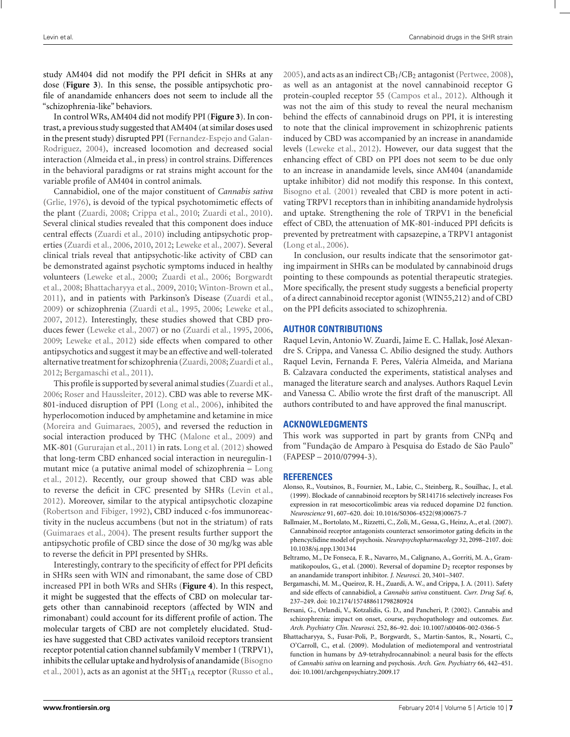study AM404 did not modify the PPI deficit in SHRs at any dose (**Figure 3**). In this sense, the possible antipsychotic profile of anandamide enhancers does not seem to include all the "schizophrenia-like" behaviors.

In control WRs, AM404 did not modify PPI (**Figure 3**). In contrast, a previous study suggested that AM404 (at similar doses used in the present study) disrupted PPI (Fernandez-Espejo and Galan-Rodriguez, 2004), increased locomotion and decreased social interaction (Almeida et al., in press) in control strains. Differences in the behavioral paradigms or rat strains might account for the variable profile of AM404 in control animals.

Cannabidiol, one of the major constituent of *Cannabis sativa* (Grlie, 1976), is devoid of the typical psychotomimetic effects of the plant (Zuardi, 2008; Crippa et al., 2010; Zuardi et al., 2010). Several clinical studies revealed that this component does induce central effects (Zuardi et al., 2010) including antipsychotic properties (Zuardi et al., 2006, 2010, 2012; Leweke et al., 2007). Several clinical trials reveal that antipsychotic-like activity of CBD can be demonstrated against psychotic symptoms induced in healthy volunteers (Leweke et al., 2000; Zuardi et al., 2006; Borgwardt et al., 2008; Bhattacharyya et al., 2009, 2010; Winton-Brown et al., 2011), and in patients with Parkinson's Disease (Zuardi et al., 2009) or schizophrenia (Zuardi et al., 1995, 2006; Leweke et al., 2007, 2012). Interestingly, these studies showed that CBD produces fewer (Leweke et al., 2007) or no (Zuardi et al., 1995, 2006, 2009; Leweke et al., 2012) side effects when compared to other antipsychotics and suggest it may be an effective and well-tolerated alternative treatment for schizophrenia (Zuardi, 2008; Zuardi et al., 2012; Bergamaschi et al., 2011).

This profile is supported by several animal studies (Zuardi et al., 2006; Roser and Haussleiter, 2012). CBD was able to reverse MK-801-induced disruption of PPI (Long et al., 2006), inhibited the hyperlocomotion induced by amphetamine and ketamine in mice (Moreira and Guimaraes, 2005), and reversed the reduction in social interaction produced by THC (Malone et al., 2009) and MK-801 (Gururajan et al., 2011) in rats. Long et al. (2012) showed that long-term CBD enhanced social interaction in neuregulin-1 mutant mice (a putative animal model of schizophrenia – Long et al., 2012). Recently, our group showed that CBD was able to reverse the deficit in CFC presented by SHRs (Levin et al., 2012). Moreover, similar to the atypical antipsychotic clozapine (Robertson and Fibiger, 1992), CBD induced c-fos immunoreactivity in the nucleus accumbens (but not in the striatum) of rats (Guimaraes et al., 2004). The present results further support the antipsychotic profile of CBD since the dose of 30 mg/kg was able to reverse the deficit in PPI presented by SHRs.

Interestingly, contrary to the specificity of effect for PPI deficits in SHRs seen with WIN and rimonabant, the same dose of CBD increased PPI in both WRs and SHRs (**Figure 4**). In this respect, it might be suggested that the effects of CBD on molecular targets other than cannabinoid receptors (affected by WIN and rimonabant) could account for its different profile of action. The molecular targets of CBD are not completely elucidated. Studies have suggested that CBD activates vaniloid receptors transient receptor potential cation channel subfamily V member 1 (TRPV1), inhibits the cellular uptake and hydrolysis of anandamide (Bisogno et al., 2001), acts as an agonist at the $5HT_{1A}$ receptor (Russo et al., 2005), and acts as an indirect $CB_1/CB_2$ antagonist (Pertwee, 2008), as well as an antagonist at the novel cannabinoid receptor G protein-coupled receptor 55 (Campos et al., 2012). Although it was not the aim of this study to reveal the neural mechanism behind the effects of cannabinoid drugs on PPI, it is interesting to note that the clinical improvement in schizophrenic patients induced by CBD was accompanied by an increase in anandamide levels (Leweke et al., 2012). However, our data suggest that the enhancing effect of CBD on PPI does not seem to be due only to an increase in anandamide levels, since AM404 (anandamide uptake inhibitor) did not modify this response. In this context, Bisogno et al. (2001) revealed that CBD is more potent in activating TRPV1 receptors than in inhibiting anandamide hydrolysis and uptake. Strengthening the role of TRPV1 in the beneficial effect of CBD, the attenuation of MK-801-induced PPI deficits is prevented by pretreatment with capsazepine, a TRPV1 antagonist (Long et al., 2006).

In conclusion, our results indicate that the sensorimotor gating impairment in SHRs can be modulated by cannabinoid drugs pointing to these compounds as potential therapeutic strategies. More specifically, the present study suggests a beneficial property of a direct cannabinoid receptor agonist (WIN55,212) and of CBD on the PPI deficits associated to schizophrenia.

## AUTHOR CONTRIBUTIONS

Raquel Levin, Antonio W. Zuardi, Jaime E. C. Hallak, José Alexandre S. Crippa, and Vanessa C. Abílio designed the study. Authors Raquel Levin, Fernanda F. Peres, Valéria Almeida, and Mariana B. Calzavara conducted the experiments, statistical analyses and managed the literature search and analyses. Authors Raquel Levin and Vanessa C. Abílio wrote the first draft of the manuscript. All authors contributed to and have approved the final manuscript.

## ACKNOWLEDGMENTS

This work was supported in part by grants from CNPq and from "Fundação de Amparo à Pesquisa do Estado de São Paulo" (FAPESP – 2010/07994-3).

## REFERENCES

Alonso, R., Voutsinos, B., Fournier, M., Labie, C., Steinberg, R., Souilhac, J., et al. (1999). Blockade of cannabinoid receptors by SR141716 selectively increases Fos expression in rat mesocorticolimbic areas via reduced dopamine D2 function. *Neuroscience* 91, 607–620. doi: 10.1016/S0306-4522(98)00675-7

Ballmaier, M., Bortolato, M., Rizzetti, C., Zoli, M., Gessa, G., Heinz, A., et al. (2007). Cannabinoid receptor antagonists counteract sensorimotor gating deficits in the phencyclidine model of psychosis. *Neuropsychopharmacology* 32, 2098–2107. doi: 10.1038/sj.npp.1301344

Beltramo, M., De Fonseca, F. R., Navarro, M., Calignano, A., Gorriti, M. A., Grammatikopoulos, G., et al. (2000). Reversal of dopamine $D_2$ receptor responses by an anandamide transport inhibitor. *J. Neurosci.* 20, 3401–3407.

Bergamaschi, M. M., Queiroz, R. H., Zuardi, A. W., and Crippa, J. A. (2011). Safety and side effects of cannabidiol, a *Cannabis sativa* constituent. *Curr. Drug Saf.* 6, 237–249. doi: 10.2174/157488611798280924

Bersani, G., Orlandi, V., Kotzalidis, G. D., and Pancheri, P. (2002). Cannabis and schizophrenia: impact on onset, course, psychopathology and outcomes. *Eur. Arch. Psychiatry Clin. Neurosci.* 252, 86–92. doi: 10.1007/s00406-002-0366-5

Bhattacharyya, S., Fusar-Poli, P., Borgwardt, S., Martin-Santos, R., Nosarti, C., O'Carroll, C., et al. (2009). Modulation of mediotemporal and ventrostriatal function in humans by Δ9-tetrahydrocannabinol: a neural basis for the effects of *Cannabis sativa* on learning and psychosis. *Arch. Gen. Psychiatry* 66, 442–451. doi: 10.1001/archgenpsychiatry.2009.17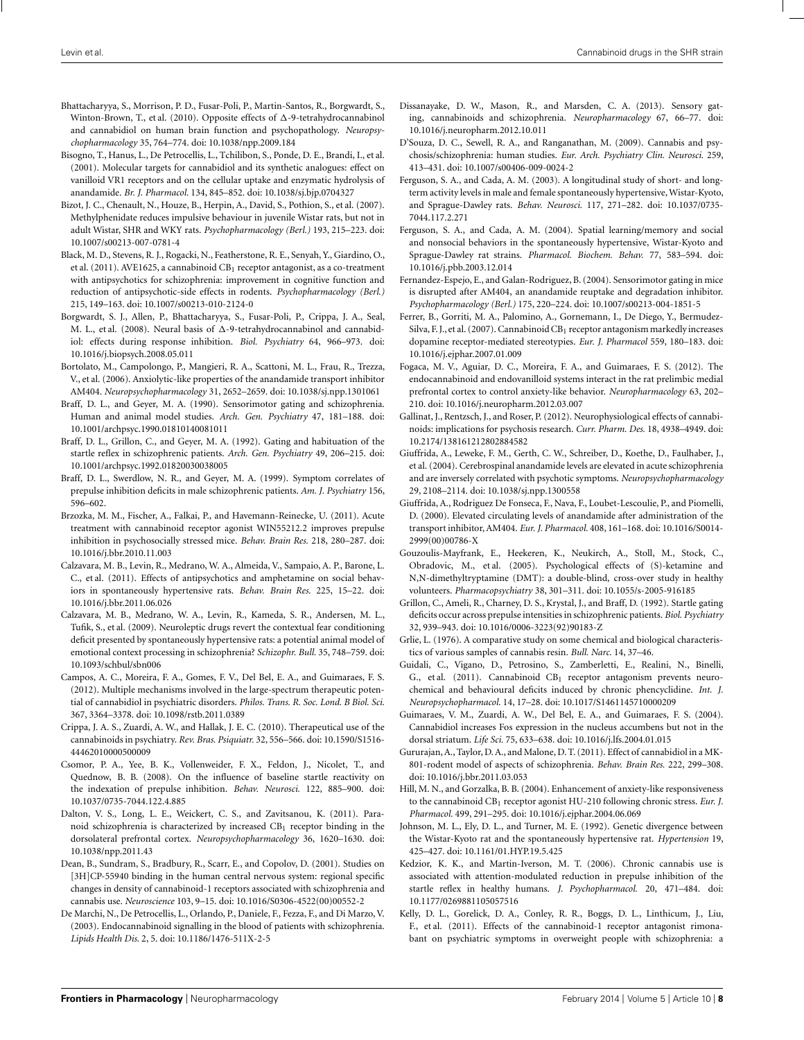Bhattacharyya, S., Morrison, P. D., Fusar-Poli, P., Martin-Santos, R., Borgwardt, S., Winton-Brown, T., et al. (2010). Opposite effects of Δ-9-tetrahydrocannabinol and cannabidiol on human brain function and psychopathology. *Neuropsychopharmacology* 35, 764–774. doi: 10.1038/npp.2009.184

Bisogno, T., Hanus, L., De Petrocellis, L., Tchilibon, S., Ponde, D. E., Brandi, I., et al. (2001). Molecular targets for cannabidiol and its synthetic analogues: effect on vanilloid VR1 receptors and on the cellular uptake and enzymatic hydrolysis of anandamide. *Br. J. Pharmacol.* 134, 845–852. doi: 10.1038/sj.bjp.0704327

Bizot, J. C., Chenault, N., Houze, B., Herpin, A., David, S., Pothion, S., et al. (2007). Methylphenidate reduces impulsive behaviour in juvenile Wistar rats, but not in adult Wistar, SHR and WKY rats. *Psychopharmacology (Berl.)* 193, 215–223. doi: 10.1007/s00213-007-0781-4

Black, M. D., Stevens, R. J., Rogacki, N., Featherstone, R. E., Senyah, Y., Giardino, O., et al. (2011). AVE1625, a cannabinoid $CB_1$ receptor antagonist, as a co-treatment with antipsychotics for schizophrenia: improvement in cognitive function and reduction of antipsychotic-side effects in rodents. *Psychopharmacology (Berl.)* 215, 149–163. doi: 10.1007/s00213-010-2124-0

Borgwardt, S. J., Allen, P., Bhattacharyya, S., Fusar-Poli, P., Crippa, J. A., Seal, M. L., et al. (2008). Neural basis of Δ-9-tetrahydrocannabinol and cannabidiol: effects during response inhibition. *Biol. Psychiatry* 64, 966–973. doi: 10.1016/j.biopsych.2008.05.011

Bortolato, M., Campolongo, P., Mangieri, R. A., Scattoni, M. L., Frau, R., Trezza, V., et al. (2006). Anxiolytic-like properties of the anandamide transport inhibitor AM404. *Neuropsychopharmacology* 31, 2652–2659. doi: 10.1038/sj.npp.1301061

Braff, D. L., and Geyer, M. A. (1990). Sensorimotor gating and schizophrenia. Human and animal model studies. *Arch. Gen. Psychiatry* 47, 181–188. doi: 10.1001/archpsyc.1990.01810140081011

Braff, D. L., Grillon, C., and Geyer, M. A. (1992). Gating and habituation of the startle reflex in schizophrenic patients. *Arch. Gen. Psychiatry* 49, 206–215. doi: 10.1001/archpsyc.1992.01820030038005

Braff, D. L., Swerdlow, N. R., and Geyer, M. A. (1999). Symptom correlates of prepulse inhibition deficits in male schizophrenic patients. *Am. J. Psychiatry* 156, 596–602.

Brzozka, M. M., Fischer, A., Falkai, P., and Havemann-Reinecke, U. (2011). Acute treatment with cannabinoid receptor agonist WIN55212.2 improves prepulse inhibition in psychosocially stressed mice. *Behav. Brain Res.* 218, 280–287. doi: 10.1016/j.bbr.2010.11.003

Calzavara, M. B., Levin, R., Medrano, W. A., Almeida, V., Sampaio, A. P., Barone, L. C., et al. (2011). Effects of antipsychotics and amphetamine on social behaviors in spontaneously hypertensive rats. *Behav. Brain Res.* 225, 15–22. doi: 10.1016/j.bbr.2011.06.026

Calzavara, M. B., Medrano, W. A., Levin, R., Kameda, S. R., Andersen, M. L., Tufik, S., et al. (2009). Neuroleptic drugs revert the contextual fear conditioning deficit presented by spontaneously hypertensive rats: a potential animal model of emotional context processing in schizophrenia? *Schizophr. Bull.* 35, 748–759. doi: 10.1093/schbul/sbn006

Campos, A. C., Moreira, F. A., Gomes, F. V., Del Bel, E. A., and Guimaraes, F. S. (2012). Multiple mechanisms involved in the large-spectrum therapeutic potential of cannabidiol in psychiatric disorders. *Philos. Trans. R. Soc. Lond. B Biol. Sci.* 367, 3364–3378. doi: 10.1098/rstb.2011.0389

Crippa, J. A. S., Zuardi, A. W., and Hallak, J. E. C. (2010). Therapeutical use of the cannabinoids in psychiatry. *Rev. Bras. Psiquiatr.* 32, 556–566. doi: 10.1590/S1516-44462010000500009

Csomor, P. A., Yee, B. K., Vollenweider, F. X., Feldon, J., Nicolet, T., and Quednow, B. B. (2008). On the influence of baseline startle reactivity on the indexation of prepulse inhibition. *Behav. Neurosci.* 122, 885–900. doi: 10.1037/0735-7044.122.4.885

Dalton, V. S., Long, L. E., Weickert, C. S., and Zavitsanou, K. (2011). Paranoid schizophrenia is characterized by increased $CB_1$ receptor binding in the dorsolateral prefrontal cortex. *Neuropsychopharmacology* 36, 1620–1630. doi: 10.1038/npp.2011.43

Dean, B., Sundram, S., Bradbury, R., Scarr, E., and Copolov, D. (2001). Studies on [3H]CP-55940 binding in the human central nervous system: regional specific changes in density of cannabinoid-1 receptors associated with schizophrenia and cannabis use. *Neuroscience* 103, 9–15. doi: 10.1016/S0306-4522(00)00552-2

De Marchi, N., De Petrocellis, L., Orlando, P., Daniele, F., Fezza, F., and Di Marzo, V. (2003). Endocannabinoid signalling in the blood of patients with schizophrenia. *Lipids Health Dis.* 2, 5. doi: 10.1186/1476-511X-2-5

Dissanayake, D. W., Mason, R., and Marsden, C. A. (2013). Sensory gating, cannabinoids and schizophrenia. *Neuropharmacology* 67, 66–77. doi: 10.1016/j.neuropharm.2012.10.011

D'Souza, D. C., Sewell, R. A., and Ranganathan, M. (2009). Cannabis and psychosis/schizophrenia: human studies. *Eur. Arch. Psychiatry Clin. Neurosci.* 259, 413–431. doi: 10.1007/s00406-009-0024-2

Ferguson, S. A., and Cada, A. M. (2003). A longitudinal study of short- and long-term activity levels in male and female spontaneously hypertensive, Wistar-Kyoto, and Sprague-Dawley rats. *Behav. Neurosci.* 117, 271–282. doi: 10.1037/0735-7044.117.2.271

Ferguson, S. A., and Cada, A. M. (2004). Spatial learning/memory and social and nonsocial behaviors in the spontaneously hypertensive, Wistar-Kyoto and Sprague-Dawley rat strains. *Pharmacol. Biochem. Behav.* 77, 583–594. doi: 10.1016/j.pbb.2003.12.014

Fernandez-Espejo, E., and Galan-Rodriguez, B. (2004). Sensorimotor gating in mice is disrupted after AM404, an anandamide reuptake and degradation inhibitor. *Psychopharmacology (Berl.)* 175, 220–224. doi: 10.1007/s00213-004-1851-5

Ferrer, B., Gorriti, M. A., Palomino, A., Gornemann, I., De Diego, Y., Bermudez-Silva, F. J., et al. (2007). Cannabinoid $CB_1$ receptor antagonism markedly increases dopamine receptor-mediated stereotypies. *Eur. J. Pharmacol* 559, 180–183. doi: 10.1016/j.ejphar.2007.01.009

Fogaca, M. V., Aguiar, D. C., Moreira, F. A., and Guimaraes, F. S. (2012). The endocannabinoid and endovanilloid systems interact in the rat prelimbic medial prefrontal cortex to control anxiety-like behavior. *Neuropharmacology* 63, 202–210. doi: 10.1016/j.neuropharm.2012.03.007

Gallinat, J., Rentzsch, J., and Roser, P. (2012). Neurophysiological effects of cannabinoids: implications for psychosis research. *Curr. Pharm. Des.* 18, 4938–4949. doi: 10.2174/138161212802884582

Giuffrida, A., Leweke, F. M., Gerth, C. W., Schreiber, D., Koethe, D., Faulhaber, J., et al. (2004). Cerebrospinal anandamide levels are elevated in acute schizophrenia and are inversely correlated with psychotic symptoms. *Neuropsychopharmacology* 29, 2108–2114. doi: 10.1038/sj.npp.1300558

Giuffrida, A., Rodriguez De Fonseca, F., Nava, F., Loubet-Lescoulie, P., and Piomelli, D. (2000). Elevated circulating levels of anandamide after administration of the transport inhibitor, AM404. *Eur. J. Pharmacol.* 408, 161–168. doi: 10.1016/S0014-2999(00)00786-X

Gouzoulis-Mayfrank, E., Heekeren, K., Neukirch, A., Stoll, M., Stock, C., Obradovic, M., et al. (2005). Psychological effects of (S)-ketamine and N,N-dimethyltryptamine (DMT): a double-blind, cross-over study in healthy volunteers. *Pharmacopsychiatry* 38, 301–311. doi: 10.1055/s-2005-916185

Grillon, C., Ameli, R., Charney, D. S., Krystal, J., and Braff, D. (1992). Startle gating deficits occur across prepulse intensities in schizophrenic patients. *Biol. Psychiatry* 32, 939–943. doi: 10.1016/0006-3223(92)90183-Z

Grlie, L. (1976). A comparative study on some chemical and biological characteristics of various samples of cannabis resin. *Bull. Narc.* 14, 37–46.

Guidali, C., Vigano, D., Petrosino, S., Zamberletti, E., Realini, N., Binelli, G., et al. (2011). Cannabinoid $CB_1$ receptor antagonism prevents neurochemical and behavioural deficits induced by chronic phencyclidine. *Int. J. Neuropsychopharmacol.* 14, 17–28. doi: 10.1017/S1461145710000209

Guimaraes, V. M., Zuardi, A. W., Del Bel, E. A., and Guimaraes, F. S. (2004). Cannabidiol increases Fos expression in the nucleus accumbens but not in the dorsal striatum. *Life Sci.* 75, 633–638. doi: 10.1016/j.lfs.2004.01.015

Gururajan, A., Taylor, D. A., and Malone, D. T. (2011). Effect of cannabidiol in a MK-801-rodent model of aspects of schizophrenia. *Behav. Brain Res.* 222, 299–308. doi: 10.1016/j.bbr.2011.03.053

Hill, M. N., and Gorzalka, B. B. (2004). Enhancement of anxiety-like responsiveness to the cannabinoid $CB_1$ receptor agonist HU-210 following chronic stress. *Eur. J. Pharmacol.* 499, 291–295. doi: 10.1016/j.ejphar.2004.06.069

Johnson, M. L., Ely, D. L., and Turner, M. E. (1992). Genetic divergence between the Wistar-Kyoto rat and the spontaneously hypertensive rat. *Hypertension* 19, 425–427. doi: 10.1161/01.HYP.19.5.425

Kedzior, K. K., and Martin-Iverson, M. T. (2006). Chronic cannabis use is associated with attention-modulated reduction in prepulse inhibition of the startle reflex in healthy humans. *J. Psychopharmacol.* 20, 471–484. doi: 10.1177/0269881105057516

Kelly, D. L., Gorelick, D. A., Conley, R. R., Boggs, D. L., Linthicum, J., Liu, F., et al. (2011). Effects of the cannabinoid-1 receptor antagonist rimonabant on psychiatric symptoms in overweight people with schizophrenia: a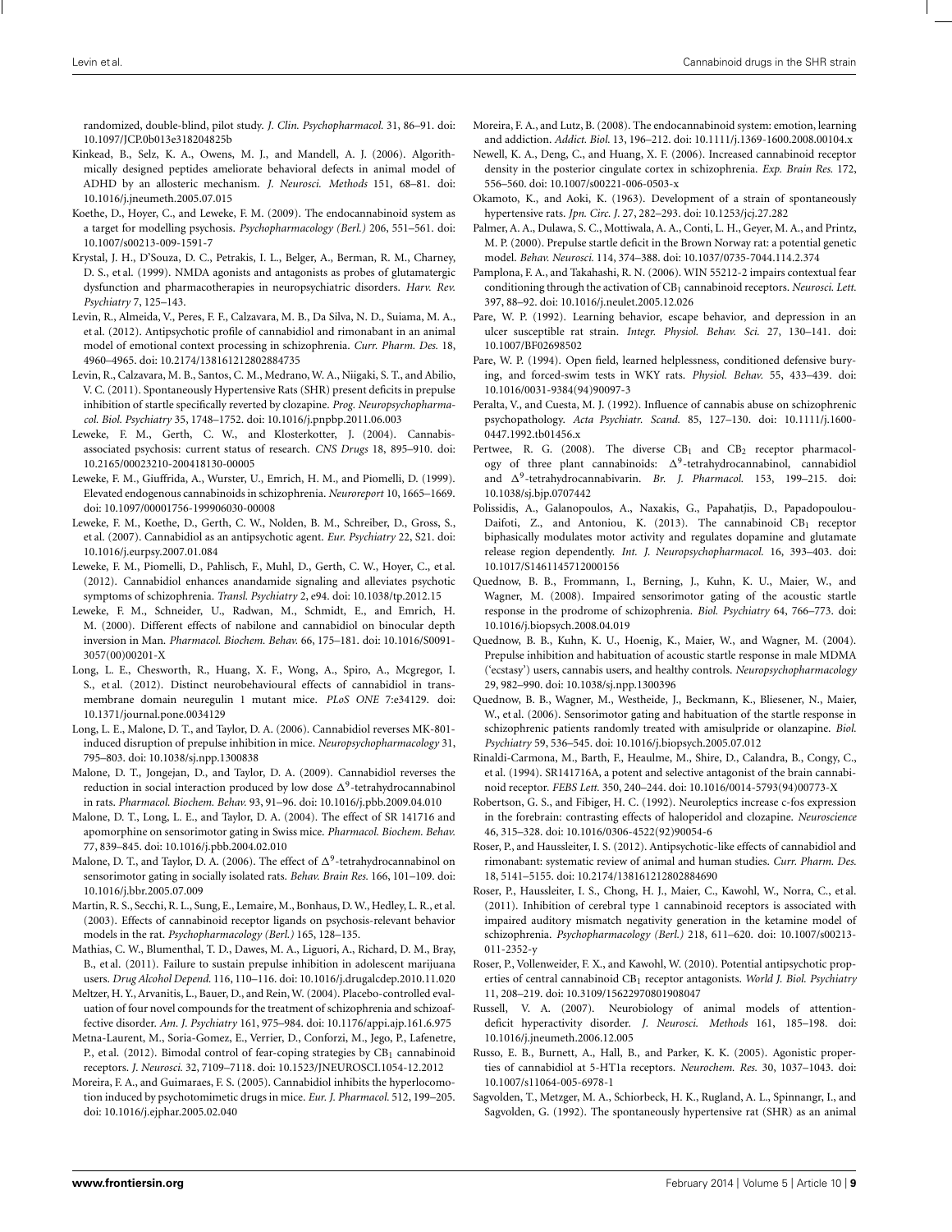randomized, double-blind, pilot study. *J. Clin. Psychopharmacol.* 31, 86–91. doi: 10.1097/JCP.0b013e318204825b

Kinkead, B., Selz, K. A., Owens, M. J., and Mandell, A. J. (2006). Algorithmically designed peptides ameliorate behavioral defects in animal model of ADHD by an allosteric mechanism. *J. Neurosci. Methods* 151, 68–81. doi: 10.1016/j.jneumeth.2005.07.015

Koethe, D., Hoyer, C., and Leweke, F. M. (2009). The endocannabinoid system as a target for modelling psychosis. *Psychopharmacology (Berl.)* 206, 551–561. doi: 10.1007/s00213-009-1591-7

Krystal, J. H., D'Souza, D. C., Petrakis, I. L., Belger, A., Berman, R. M., Charney, D. S., et al. (1999). NMDA agonists and antagonists as probes of glutamatergic dysfunction and pharmacotherapies in neuropsychiatric disorders. *Harv. Rev. Psychiatry* 7, 125–143.

Levin, R., Almeida, V., Peres, F. F., Calzavara, M. B., Da Silva, N. D., Suiama, M. A., et al. (2012). Antipsychotic profile of cannabidiol and rimonabant in an animal model of emotional context processing in schizophrenia. *Curr. Pharm. Des.* 18, 4960–4965. doi: 10.2174/138161212802884735

Levin, R., Calzavara, M. B., Santos, C. M., Medrano, W. A., Niigaki, S. T., and Abilio, V. C. (2011). Spontaneously Hypertensive Rats (SHR) present deficits in prepulse inhibition of startle specifically reverted by clozapine. *Prog. Neuropsychopharmacol. Biol. Psychiatry* 35, 1748–1752. doi: 10.1016/j.pnpbp.2011.06.003

Leweke, F. M., Gerth, C. W., and Klosterkotter, J. (2004). Cannabis-associated psychosis: current status of research. *CNS Drugs* 18, 895–910. doi: 10.2165/00023210-200418130-00005

Leweke, F. M., Giuffrida, A., Wurster, U., Emrich, H. M., and Piomelli, D. (1999). Elevated endogenous cannabinoids in schizophrenia. *Neuroreport* 10, 1665–1669. doi: 10.1097/00001756-199906030-00008

Leweke, F. M., Koethe, D., Gerth, C. W., Nolden, B. M., Schreiber, D., Gross, S., et al. (2007). Cannabidiol as an antipsychotic agent. *Eur. Psychiatry* 22, S21. doi: 10.1016/j.eurpsy.2007.01.084

Leweke, F. M., Piomelli, D., Pahlisch, F., Muhl, D., Gerth, C. W., Hoyer, C., et al. (2012). Cannabidiol enhances anandamide signaling and alleviates psychotic symptoms of schizophrenia. *Transl. Psychiatry* 2, e94. doi: 10.1038/tp.2012.15

Leweke, F. M., Schneider, U., Radwan, M., Schmidt, E., and Emrich, H. M. (2000). Different effects of nabilone and cannabidiol on binocular depth inversion in Man. *Pharmacol. Biochem. Behav.* 66, 175–181. doi: 10.1016/S0091-3057(00)00201-X

Long, L. E., Chesworth, R., Huang, X. F., Wong, A., Spiro, A., Mcgregor, I. S., et al. (2012). Distinct neurobehavioural effects of cannabidiol in transmembrane domain neuregulin 1 mutant mice. *PLoS ONE* 7:e34129. doi: 10.1371/journal.pone.0034129

Long, L. E., Malone, D. T., and Taylor, D. A. (2006). Cannabidiol reverses MK-801-induced disruption of prepulse inhibition in mice. *Neuropsychopharmacology* 31, 795–803. doi: 10.1038/sj.npp.1300838

Malone, D. T., Jongejan, D., and Taylor, D. A. (2009). Cannabidiol reverses the reduction in social interaction produced by low dose $\Delta^9$-tetrahydrocannabinol in rats. *Pharmacol. Biochem. Behav.* 93, 91–96. doi: 10.1016/j.pbb.2009.04.010

Malone, D. T., Long, L. E., and Taylor, D. A. (2004). The effect of SR 141716 and apomorphine on sensorimotor gating in Swiss mice. *Pharmacol. Biochem. Behav.* 77, 839–845. doi: 10.1016/j.pbb.2004.02.010

Malone, D. T., and Taylor, D. A. (2006). The effect of $\Delta^9$-tetrahydrocannabinol on sensorimotor gating in socially isolated rats. *Behav. Brain Res.* 166, 101–109. doi: 10.1016/j.bbr.2005.07.009

Martin, R. S., Secchi, R. L., Sung, E., Lemaire, M., Bonhaus, D. W., Hedley, L. R., et al. (2003). Effects of cannabinoid receptor ligands on psychosis-relevant behavior models in the rat. *Psychopharmacology (Berl.)* 165, 128–135.

Mathias, C. W., Blumenthal, T. D., Dawes, M. A., Liguori, A., Richard, D. M., Bray, B., et al. (2011). Failure to sustain prepulse inhibition in adolescent marijuana users. *Drug Alcohol Depend.* 116, 110–116. doi: 10.1016/j.drugalcdep.2010.11.020

Meltzer, H. Y., Arvanitis, L., Bauer, D., and Rein, W. (2004). Placebo-controlled evaluation of four novel compounds for the treatment of schizophrenia and schizoaffective disorder. *Am. J. Psychiatry* 161, 975–984. doi: 10.1176/appi.ajp.161.6.975

Metna-Laurent, M., Soria-Gomez, E., Verrier, D., Conforzi, M., Jego, P., Lafenetre, P., et al. (2012). Bimodal control of fear-coping strategies by $CB_1$ cannabinoid receptors. *J. Neurosci.* 32, 7109–7118. doi: 10.1523/JNEUROSCI.1054-12.2012

Moreira, F. A., and Guimaraes, F. S. (2005). Cannabidiol inhibits the hyperlocomotion induced by psychotomimetic drugs in mice. *Eur. J. Pharmacol.* 512, 199–205. doi: 10.1016/j.ejphar.2005.02.040

Moreira, F. A., and Lutz, B. (2008). The endocannabinoid system: emotion, learning and addiction. *Addict. Biol.* 13, 196–212. doi: 10.1111/j.1369-1600.2008.00104.x

Newell, K. A., Deng, C., and Huang, X. F. (2006). Increased cannabinoid receptor density in the posterior cingulate cortex in schizophrenia. *Exp. Brain Res.* 172, 556–560. doi: 10.1007/s00221-006-0503-x

Okamoto, K., and Aoki, K. (1963). Development of a strain of spontaneously hypertensive rats. *Jpn. Circ. J.* 27, 282–293. doi: 10.1253/jcj.27.282

Palmer, A. A., Dulawa, S. C., Mottiwala, A. A., Conti, L. H., Geyer, M. A., and Printz, M. P. (2000). Prepulse startle deficit in the Brown Norway rat: a potential genetic model. *Behav. Neurosci.* 114, 374–388. doi: 10.1037/0735-7044.114.2.374

Pamplona, F. A., and Takahashi, R. N. (2006). WIN 55212-2 impairs contextual fear conditioning through the activation of $CB_1$ cannabinoid receptors. *Neurosci. Lett.* 397, 88–92. doi: 10.1016/j.neulet.2005.12.026

Pare, W. P. (1992). Learning behavior, escape behavior, and depression in an ulcer susceptible rat strain. *Integr. Physiol. Behav. Sci.* 27, 130–141. doi: 10.1007/BF02698502

Pare, W. P. (1994). Open field, learned helplessness, conditioned defensive burying, and forced-swim tests in WKY rats. *Physiol. Behav.* 55, 433–439. doi: 10.1016/0031-9384(94)90097-3

Peralta, V., and Cuesta, M. J. (1992). Influence of cannabis abuse on schizophrenic psychopathology. *Acta Psychiatr. Scand.* 85, 127–130. doi: 10.1111/j.1600-0447.1992.tb01456.x

Pertwee, R. G. (2008). The diverse $CB_1$ and $CB_2$ receptor pharmacology of three plant cannabinoids: $\Delta^9$-tetrahydrocannabinol, cannabidiol and $\Delta^9$-tetrahydrocannabivarin. *Br. J. Pharmacol.* 153, 199–215. doi: 10.1038/sj.bjp.0707442

Polissidis, A., Galanopoulos, A., Naxakis, G., Papahatjis, D., Papadopoulou-Daifoti, Z., and Antoniou, K. (2013). The cannabinoid $CB_1$ receptor biphasically modulates motor activity and regulates dopamine and glutamate release region dependently. *Int. J. Neuropsychopharmacol.* 16, 393–403. doi: 10.1017/S1461145712000156

Quednow, B. B., Frommann, I., Berning, J., Kuhn, K. U., Maier, W., and Wagner, M. (2008). Impaired sensorimotor gating of the acoustic startle response in the prodrome of schizophrenia. *Biol. Psychiatry* 64, 766–773. doi: 10.1016/j.biopsych.2008.04.019

Quednow, B. B., Kuhn, K. U., Hoenig, K., Maier, W., and Wagner, M. (2004). Prepulse inhibition and habituation of acoustic startle response in male MDMA ('ecstasy') users, cannabis users, and healthy controls. *Neuropsychopharmacology* 29, 982–990. doi: 10.1038/sj.npp.1300396

Quednow, B. B., Wagner, M., Westheide, J., Beckmann, K., Bliesener, N., Maier, W., et al. (2006). Sensorimotor gating and habituation of the startle response in schizophrenic patients randomly treated with amisulpride or olanzapine. *Biol. Psychiatry* 59, 536–545. doi: 10.1016/j.biopsych.2005.07.012

Rinaldi-Carmona, M., Barth, F., Heaulme, M., Shire, D., Calandra, B., Congy, C., et al. (1994). SR141716A, a potent and selective antagonist of the brain cannabinoid receptor. *FEBS Lett.* 350, 240–244. doi: 10.1016/0014-5793(94)00773-X

Robertson, G. S., and Fibiger, H. C. (1992). Neuroleptics increase c-fos expression in the forebrain: contrasting effects of haloperidol and clozapine. *Neuroscience* 46, 315–328. doi: 10.1016/0306-4522(92)90054-6

Roser, P., and Haussleiter, I. S. (2012). Antipsychotic-like effects of cannabidiol and rimonabant: systematic review of animal and human studies. *Curr. Pharm. Des.* 18, 5141–5155. doi: 10.2174/138161212802884690

Roser, P., Haussleiter, I. S., Chong, H. J., Maier, C., Kawohl, W., Norra, C., et al. (2011). Inhibition of cerebral type 1 cannabinoid receptors is associated with impaired auditory mismatch negativity generation in the ketamine model of schizophrenia. *Psychopharmacology (Berl.)* 218, 611–620. doi: 10.1007/s00213-011-2352-y

Roser, P., Vollenweider, F. X., and Kawohl, W. (2010). Potential antipsychotic properties of central cannabinoid $CB_1$ receptor antagonists. *World J. Biol. Psychiatry* 11, 208–219. doi: 10.3109/15622970801908047

Russell, V. A. (2007). Neurobiology of animal models of attention-deficit hyperactivity disorder. *J. Neurosci. Methods* 161, 185–198. doi: 10.1016/j.jneumeth.2006.12.005

Russo, E. B., Burnett, A., Hall, B., and Parker, K. K. (2005). Agonistic properties of cannabidiol at 5-HT1a receptors. *Neurochem. Res.* 30, 1037–1043. doi: 10.1007/s11064-005-6978-1

Sagvolden, T., Metzger, M. A., Schiorbeck, H. K., Rugland, A. L., Spinnangr, I., and Sagvolden, G. (1992). The spontaneously hypertensive rat (SHR) as an animal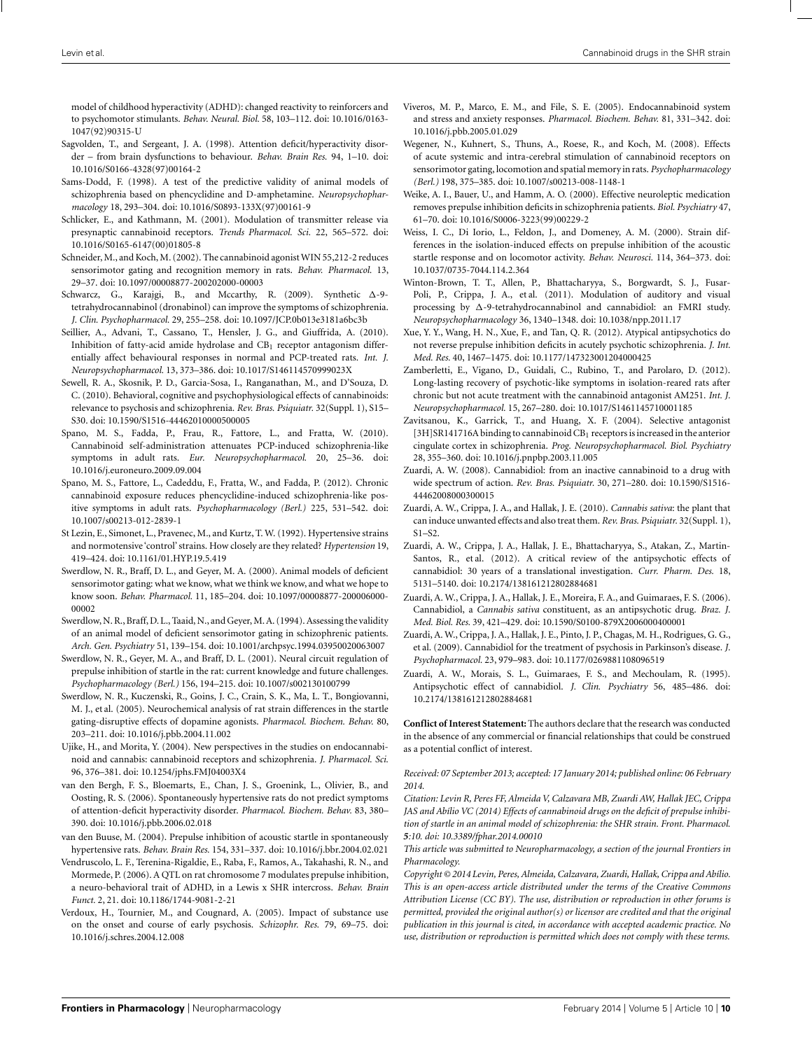model of childhood hyperactivity (ADHD): changed reactivity to reinforcers and to psychomotor stimulants. *Behav. Neural. Biol.* 58, 103–112. doi: 10.1016/0163-1047(92)90315-U

Sagvolden, T., and Sergeant, J. A. (1998). Attention deficit/hyperactivity disorder – from brain dysfunctions to behaviour. *Behav. Brain Res.* 94, 1–10. doi: 10.1016/S0166-4328(97)00164-2

Sams-Dodd, F. (1998). A test of the predictive validity of animal models of schizophrenia based on phencyclidine and D-amphetamine. *Neuropsychopharmacology* 18, 293–304. doi: 10.1016/S0893-133X(97)00161-9

Schlicker, E., and Kathmann, M. (2001). Modulation of transmitter release via presynaptic cannabinoid receptors. *Trends Pharmacol. Sci.* 22, 565–572. doi: 10.1016/S0165-6147(00)01805-8

Schneider, M., and Koch, M. (2002). The cannabinoid agonist WIN 55,212-2 reduces sensorimotor gating and recognition memory in rats. *Behav. Pharmacol.* 13, 29–37. doi: 10.1097/00008877-200202000-00003

Schwarcz, G., Karajgi, B., and Mccarthy, R. (2009). Synthetic Δ-9-tetrahydrocannabinol (dronabinol) can improve the symptoms of schizophrenia. *J. Clin. Psychopharmacol.* 29, 255–258. doi: 10.1097/JCP.0b013e3181a6bc3b

Seillier, A., Advani, T., Cassano, T., Hensler, J. G., and Giuffrida, A. (2010). Inhibition of fatty-acid amide hydrolase and $CB_1$ receptor antagonism differentially affect behavioural responses in normal and PCP-treated rats. *Int. J. Neuropsychopharmacol.* 13, 373–386. doi: 10.1017/S146114570999023X

Sewell, R. A., Skosnik, P. D., Garcia-Sosa, I., Ranganathan, M., and D'Souza, D. C. (2010). Behavioral, cognitive and psychophysiological effects of cannabinoids: relevance to psychosis and schizophrenia. *Rev. Bras. Psiquiatr.* 32(Suppl. 1), S15–S30. doi: 10.1590/S1516-44462010000500005

Spano, M. S., Fadda, P., Frau, R., Fattore, L., and Fratta, W. (2010). Cannabinoid self-administration attenuates PCP-induced schizophrenia-like symptoms in adult rats. *Eur. Neuropsychopharmacol.* 20, 25–36. doi: 10.1016/j.euroneuro.2009.09.004

Spano, M. S., Fattore, L., Cadeddu, F., Fratta, W., and Fadda, P. (2012). Chronic cannabinoid exposure reduces phencyclidine-induced schizophrenia-like positive symptoms in adult rats. *Psychopharmacology (Berl.)* 225, 531–542. doi: 10.1007/s00213-012-2839-1

St Lezin, E., Simonet, L., Pravenec, M., and Kurtz, T. W. (1992). Hypertensive strains and normotensive 'control' strains. How closely are they related? *Hypertension* 19, 419–424. doi: 10.1161/01.HYP.19.5.419

Swerdlow, N. R., Braff, D. L., and Geyer, M. A. (2000). Animal models of deficient sensorimotor gating: what we know, what we think we know, and what we hope to know soon. *Behav. Pharmacol.* 11, 185–204. doi: 10.1097/00008877-200006000-00002

Swerdlow, N. R., Braff, D. L., Taaid, N., and Geyer, M. A. (1994). Assessing the validity of an animal model of deficient sensorimotor gating in schizophrenic patients. *Arch. Gen. Psychiatry* 51, 139–154. doi: 10.1001/archpsyc.1994.03950020063007

Swerdlow, N. R., Geyer, M. A., and Braff, D. L. (2001). Neural circuit regulation of prepulse inhibition of startle in the rat: current knowledge and future challenges. *Psychopharmacology (Berl.)* 156, 194–215. doi: 10.1007/s002130100799

Swerdlow, N. R., Kuczenski, R., Goins, J. C., Crain, S. K., Ma, L. T., Bongiovanni, M. J., et al. (2005). Neurochemical analysis of rat strain differences in the startle gating-disruptive effects of dopamine agonists. *Pharmacol. Biochem. Behav.* 80, 203–211. doi: 10.1016/j.pbb.2004.11.002

Ujike, H., and Morita, Y. (2004). New perspectives in the studies on endocannabinoid and cannabis: cannabinoid receptors and schizophrenia. *J. Pharmacol. Sci.* 96, 376–381. doi: 10.1254/jphs.FMJ04003X4

van den Bergh, F. S., Bloemarts, E., Chan, J. S., Groenink, L., Olivier, B., and Oosting, R. S. (2006). Spontaneously hypertensive rats do not predict symptoms of attention-deficit hyperactivity disorder. *Pharmacol. Biochem. Behav.* 83, 380–390. doi: 10.1016/j.pbb.2006.02.018

van den Buuse, M. (2004). Prepulse inhibition of acoustic startle in spontaneously hypertensive rats. *Behav. Brain Res.* 154, 331–337. doi: 10.1016/j.bbr.2004.02.021

Vendruscolo, L. F., Terenina-Rigaldie, E., Raba, F., Ramos, A., Takahashi, R. N., and Mormede, P. (2006). A QTL on rat chromosome 7 modulates prepulse inhibition, a neuro-behavioral trait of ADHD, in a Lewis x SHR intercross. *Behav. Brain Funct.* 2, 21. doi: 10.1186/1744-9081-2-21

Verdoux, H., Tournier, M., and Cougnard, A. (2005). Impact of substance use on the onset and course of early psychosis. *Schizophr. Res.* 79, 69–75. doi: 10.1016/j.schres.2004.12.008

Viveros, M. P., Marco, E. M., and File, S. E. (2005). Endocannabinoid system and stress and anxiety responses. *Pharmacol. Biochem. Behav.* 81, 331–342. doi: 10.1016/j.pbb.2005.01.029

Wegener, N., Kuhnert, S., Thuns, A., Roese, R., and Koch, M. (2008). Effects of acute systemic and intra-cerebral stimulation of cannabinoid receptors on sensorimotor gating, locomotion and spatial memory in rats. *Psychopharmacology (Berl.)* 198, 375–385. doi: 10.1007/s00213-008-1148-1

Weike, A. I., Bauer, U., and Hamm, A. O. (2000). Effective neuroleptic medication removes prepulse inhibition deficits in schizophrenia patients. *Biol. Psychiatry* 47, 61–70. doi: 10.1016/S0006-3223(99)00229-2

Weiss, I. C., Di Iorio, L., Feldon, J., and Domeney, A. M. (2000). Strain differences in the isolation-induced effects on prepulse inhibition of the acoustic startle response and on locomotor activity. *Behav. Neurosci.* 114, 364–373. doi: 10.1037/0735-7044.114.2.364

Winton-Brown, T. T., Allen, P., Bhattacharyya, S., Borgwardt, S. J., Fusar-Poli, P., Crippa, J. A., et al. (2011). Modulation of auditory and visual processing by Δ-9-tetrahydrocannabinol and cannabidiol: an FMRI study. *Neuropsychopharmacology* 36, 1340–1348. doi: 10.1038/npp.2011.17

Xue, Y. Y., Wang, H. N., Xue, F., and Tan, Q. R. (2012). Atypical antipsychotics do not reverse prepulse inhibition deficits in acutely psychotic schizophrenia. *J. Int. Med. Res.* 40, 1467–1475. doi: 10.1177/147323001204000425

Zamberletti, E., Vigano, D., Guidali, C., Rubino, T., and Parolaro, D. (2012). Long-lasting recovery of psychotic-like symptoms in isolation-reared rats after chronic but not acute treatment with the cannabinoid antagonist AM251. *Int. J. Neuropsychopharmacol.* 15, 267–280. doi: 10.1017/S1461145710001185

Zavitsanou, K., Garrick, T., and Huang, X. F. (2004). Selective antagonist [3H]SR141716A binding to cannabinoid $CB_1$ receptors is increased in the anterior cingulate cortex in schizophrenia. *Prog. Neuropsychopharmacol. Biol. Psychiatry* 28, 355–360. doi: 10.1016/j.pnpbp.2003.11.005

Zuardi, A. W. (2008). Cannabidiol: from an inactive cannabinoid to a drug with wide spectrum of action. *Rev. Bras. Psiquiatr.* 30, 271–280. doi: 10.1590/S1516-44462008000300015

Zuardi, A. W., Crippa, J. A., and Hallak, J. E. (2010). *Cannabis sativa*: the plant that can induce unwanted effects and also treat them. *Rev. Bras. Psiquiatr.* 32(Suppl. 1), S1–S2.

Zuardi, A. W., Crippa, J. A., Hallak, J. E., Bhattacharyya, S., Atakan, Z., Martin-Santos, R., et al. (2012). A critical review of the antipsychotic effects of cannabidiol: 30 years of a translational investigation. *Curr. Pharm. Des.* 18, 5131–5140. doi: 10.2174/138161212802884681

Zuardi, A. W., Crippa, J. A., Hallak, J. E., Moreira, F. A., and Guimaraes, F. S. (2006). Cannabidiol, a *Cannabis sativa* constituent, as an antipsychotic drug. *Braz. J. Med. Biol. Res.* 39, 421–429. doi: 10.1590/S0100-879X2006000400001

Zuardi, A. W., Crippa, J. A., Hallak, J. E., Pinto, J. P., Chagas, M. H., Rodrigues, G. G., et al. (2009). Cannabidiol for the treatment of psychosis in Parkinson's disease. *J. Psychopharmacol.* 23, 979–983. doi: 10.1177/0269881108096519

Zuardi, A. W., Morais, S. L., Guimaraes, F. S., and Mechoulam, R. (1995). Antipsychotic effect of cannabidiol. *J. Clin. Psychiatry* 56, 485–486. doi: 10.2174/138161212802884681

**Conflict of Interest Statement:** The authors declare that the research was conducted in the absence of any commercial or financial relationships that could be construed as a potential conflict of interest.

*Received: 07 September 2013; accepted: 17 January 2014; published online: 06 February 2014.*

*Citation: Levin R, Peres FF, Almeida V, Calzavara MB, Zuardi AW, Hallak JEC, Crippa JAS and Abílio VC (2014) Effects of cannabinoid drugs on the deficit of prepulse inhibition of startle in an animal model of schizophrenia: the SHR strain. Front. Pharmacol. 5:10. doi: 10.3389/fphar.2014.00010*

*This article was submitted to Neuropharmacology, a section of the journal Frontiers in Pharmacology.*

*Copyright © 2014 Levin, Peres, Almeida, Calzavara, Zuardi, Hallak, Crippa and Abílio. This is an open-access article distributed under the terms of the Creative Commons Attribution License (CC BY). The use, distribution or reproduction in other forums is permitted, provided the original author(s) or licensor are credited and that the original publication in this journal is cited, in accordance with accepted academic practice. No use, distribution or reproduction is permitted which does not comply with these terms.*